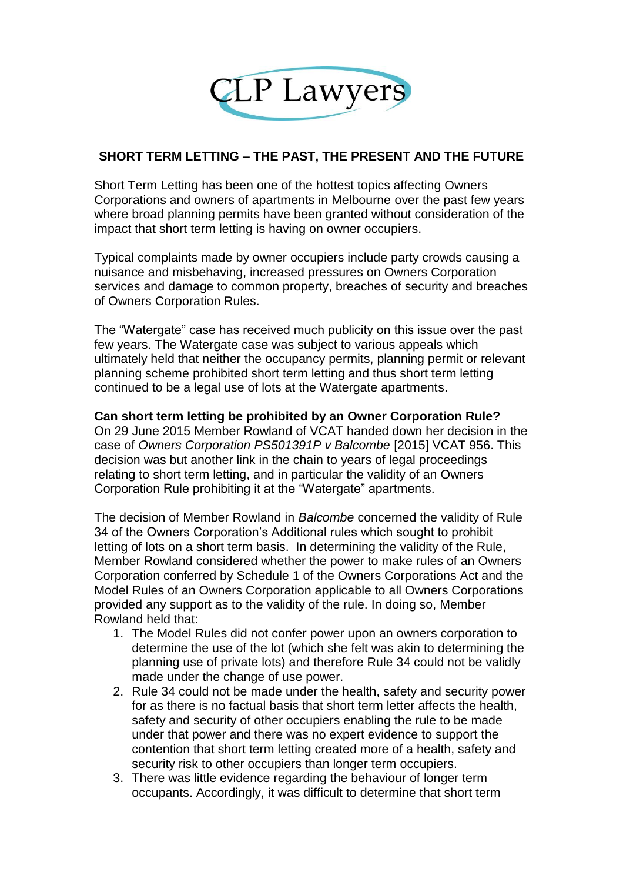CLP Lawyers

## SHORT TERM LETTING – THE PAST, THE PRESENT AND THE FUTURE

Short Term Letting has been one of the hottest topics affecting Owners Corporations and owners of apartments in Melbourne over the past few years where broad planning permits have been granted without consideration of the impact that short term letting is having on owner occupiers.

Typical complaints made by owner occupiers include party crowds causing a nuisance and misbehaving, increased pressures on Owners Corporation services and damage to common property, breaches of security and breaches of Owners Corporation Rules.

The "Watergate" case has received much publicity on this issue over the past few years. The Watergate case was subject to various appeals which ultimately held that neither the occupancy permits, planning permit or relevant planning scheme prohibited short term letting and thus short term letting continued to be a legal use of lots at the Watergate apartments.

**Can short term letting be prohibited by an Owner Corporation Rule?**
On 29 June 2015 Member Rowland of VCAT handed down her decision in the case of *Owners Corporation PS501391P v Balcombe* [2015] VCAT 956. This decision was but another link in the chain to years of legal proceedings relating to short term letting, and in particular the validity of an Owners Corporation Rule prohibiting it at the "Watergate" apartments.

The decision of Member Rowland in *Balcombe* concerned the validity of Rule 34 of the Owners Corporation's Additional rules which sought to prohibit letting of lots on a short term basis. In determining the validity of the Rule, Member Rowland considered whether the power to make rules of an Owners Corporation conferred by Schedule 1 of the Owners Corporations Act and the Model Rules of an Owners Corporation applicable to all Owners Corporations provided any support as to the validity of the rule. In doing so, Member Rowland held that:

1. The Model Rules did not confer power upon an owners corporation to determine the use of the lot (which she felt was akin to determining the planning use of private lots) and therefore Rule 34 could not be validly made under the change of use power.
2. Rule 34 could not be made under the health, safety and security power for as there is no factual basis that short term letter affects the health, safety and security of other occupiers enabling the rule to be made under that power and there was no expert evidence to support the contention that short term letting created more of a health, safety and security risk to other occupiers than longer term occupiers.
3. There was little evidence regarding the behaviour of longer term occupants. Accordingly, it was difficult to determine that short term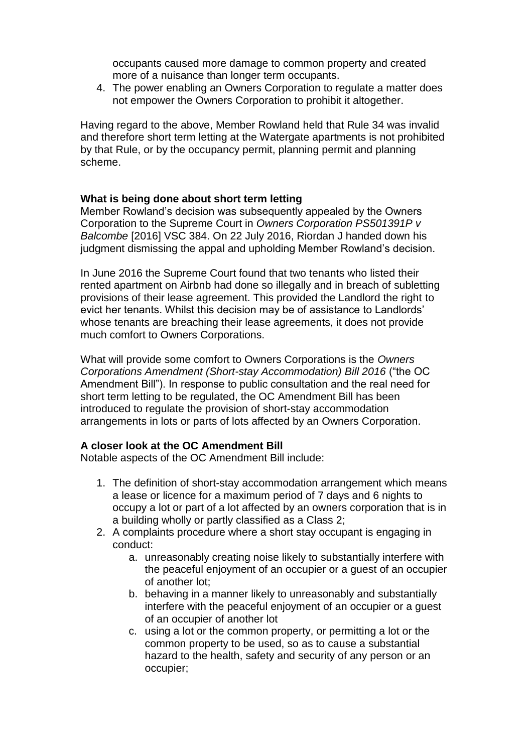occupants caused more damage to common property and created more of a nuisance than longer term occupants.

4. The power enabling an Owners Corporation to regulate a matter does not empower the Owners Corporation to prohibit it altogether.

Having regard to the above, Member Rowland held that Rule 34 was invalid and therefore short term letting at the Watergate apartments is not prohibited by that Rule, or by the occupancy permit, planning permit and planning scheme.

**What is being done about short term letting**

Member Rowland's decision was subsequently appealed by the Owners Corporation to the Supreme Court in *Owners Corporation PS501391P v Balcombe* [2016] VSC 384. On 22 July 2016, Riordan J handed down his judgment dismissing the appal and upholding Member Rowland's decision.

In June 2016 the Supreme Court found that two tenants who listed their rented apartment on Airbnb had done so illegally and in breach of subletting provisions of their lease agreement. This provided the Landlord the right to evict her tenants. Whilst this decision may be of assistance to Landlords' whose tenants are breaching their lease agreements, it does not provide much comfort to Owners Corporations.

What will provide some comfort to Owners Corporations is the *Owners Corporations Amendment (Short-stay Accommodation) Bill 2016* ("the OC Amendment Bill"). In response to public consultation and the real need for short term letting to be regulated, the OC Amendment Bill has been introduced to regulate the provision of short-stay accommodation arrangements in lots or parts of lots affected by an Owners Corporation.

**A closer look at the OC Amendment Bill**

Notable aspects of the OC Amendment Bill include:

1. The definition of short-stay accommodation arrangement which means a lease or licence for a maximum period of 7 days and 6 nights to occupy a lot or part of a lot affected by an owners corporation that is in a building wholly or partly classified as a Class 2;
2. A complaints procedure where a short stay occupant is engaging in conduct:
    a. unreasonably creating noise likely to substantially interfere with the peaceful enjoyment of an occupier or a guest of an occupier of another lot;
    b. behaving in a manner likely to unreasonably and substantially interfere with the peaceful enjoyment of an occupier or a guest of an occupier of another lot
    c. using a lot or the common property, or permitting a lot or the common property to be used, so as to cause a substantial hazard to the health, safety and security of any person or an occupier;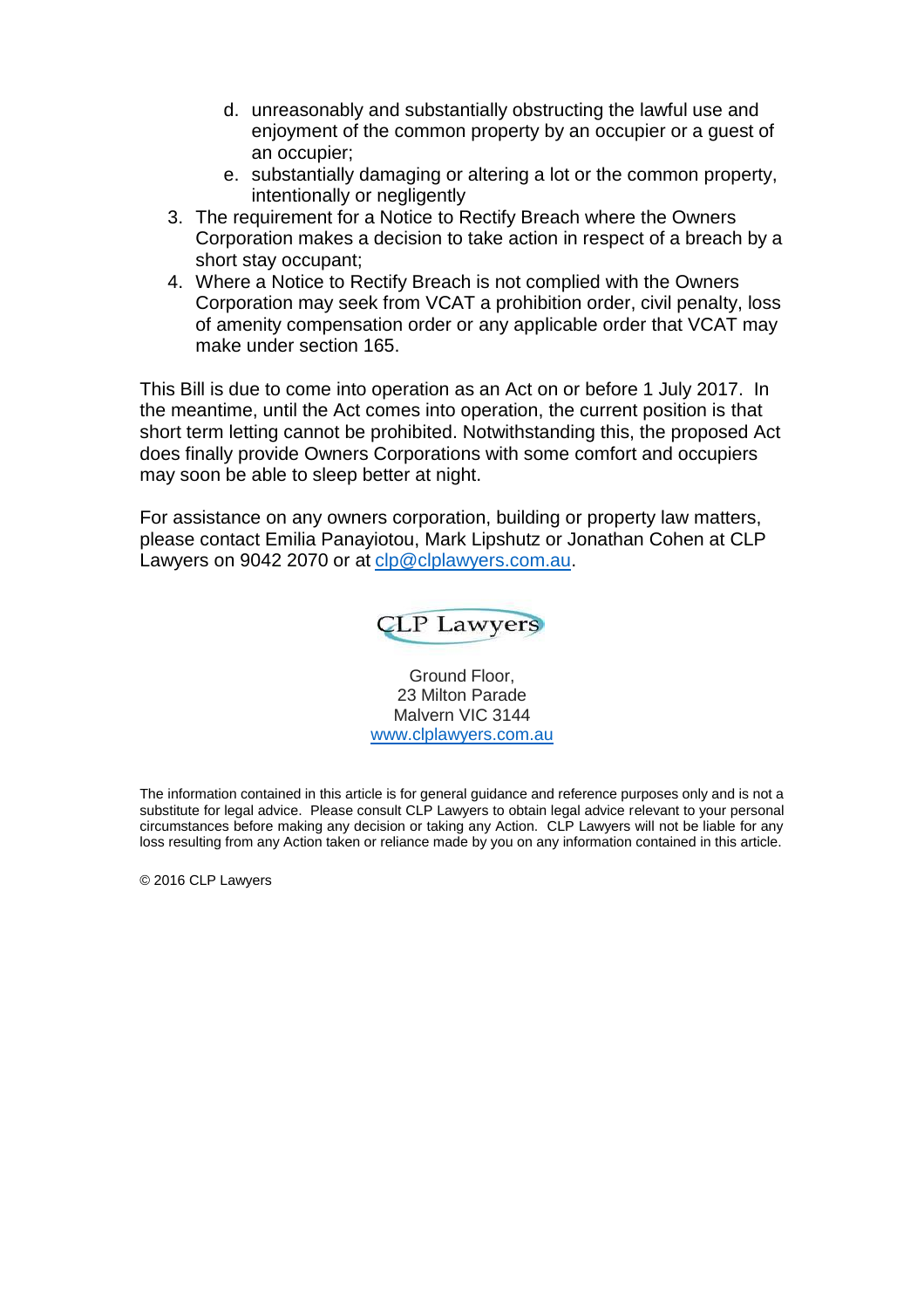d. unreasonably and substantially obstructing the lawful use and enjoyment of the common property by an occupier or a guest of an occupier;
   e. substantially damaging or altering a lot or the common property, intentionally or negligently
3. The requirement for a Notice to Rectify Breach where the Owners Corporation makes a decision to take action in respect of a breach by a short stay occupant;
4. Where a Notice to Rectify Breach is not complied with the Owners Corporation may seek from VCAT a prohibition order, civil penalty, loss of amenity compensation order or any applicable order that VCAT may make under section 165.

This Bill is due to come into operation as an Act on or before 1 July 2017. In the meantime, until the Act comes into operation, the current position is that short term letting cannot be prohibited. Notwithstanding this, the proposed Act does finally provide Owners Corporations with some comfort and occupiers may soon be able to sleep better at night.

For assistance on any owners corporation, building or property law matters, please contact Emilia Panayiotou, Mark Lipshutz or Jonathan Cohen at CLP Lawyers on 9042 2070 or at clp@clplawyers.com.au.

CLP Lawyers

Ground Floor,
23 Milton Parade
Malvern VIC 3144
www.clplawyers.com.au

The information contained in this article is for general guidance and reference purposes only and is not a substitute for legal advice. Please consult CLP Lawyers to obtain legal advice relevant to your personal circumstances before making any decision or taking any Action. CLP Lawyers will not be liable for any loss resulting from any Action taken or reliance made by you on any information contained in this article.

© 2016 CLP Lawyers